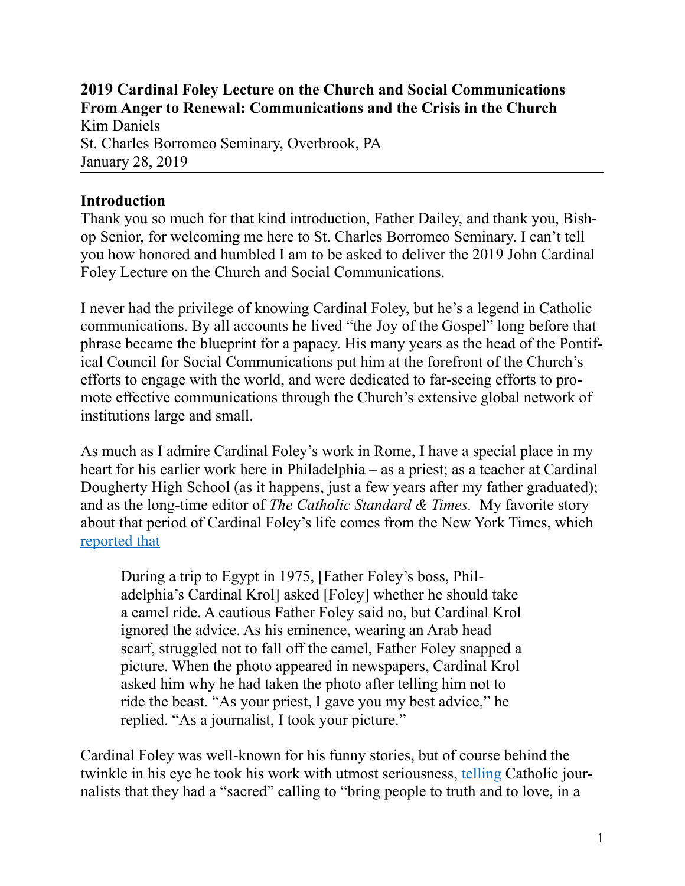**2019 Cardinal Foley Lecture on the Church and Social Communications**
**From Anger to Renewal: Communications and the Crisis in the Church**
Kim Daniels
St. Charles Borromeo Seminary, Overbrook, PA
January 28, 2019

---

**Introduction**

Thank you so much for that kind introduction, Father Dailey, and thank you, Bishop Senior, for welcoming me here to St. Charles Borromeo Seminary. I can't tell you how honored and humbled I am to be asked to deliver the 2019 John Cardinal Foley Lecture on the Church and Social Communications.

I never had the privilege of knowing Cardinal Foley, but he's a legend in Catholic communications. By all accounts he lived "the Joy of the Gospel" long before that phrase became the blueprint for a papacy. His many years as the head of the Pontifical Council for Social Communications put him at the forefront of the Church's efforts to engage with the world, and were dedicated to far-seeing efforts to promote effective communications through the Church's extensive global network of institutions large and small.

As much as I admire Cardinal Foley's work in Rome, I have a special place in my heart for his earlier work here in Philadelphia – as a priest; as a teacher at Cardinal Dougherty High School (as it happens, just a few years after my father graduated); and as the long-time editor of *The Catholic Standard & Times.* My favorite story about that period of Cardinal Foley's life comes from the New York Times, which reported that

> During a trip to Egypt in 1975, [Father Foley's boss, Philadelphia's Cardinal Krol] asked [Foley] whether he should take a camel ride. A cautious Father Foley said no, but Cardinal Krol ignored the advice. As his eminence, wearing an Arab head scarf, struggled not to fall off the camel, Father Foley snapped a picture. When the photo appeared in newspapers, Cardinal Krol asked him why he had taken the photo after telling him not to ride the beast. "As your priest, I gave you my best advice," he replied. "As a journalist, I took your picture."

Cardinal Foley was well-known for his funny stories, but of course behind the twinkle in his eye he took his work with utmost seriousness, telling Catholic journalists that they had a "sacred" calling to "bring people to truth and to love, in a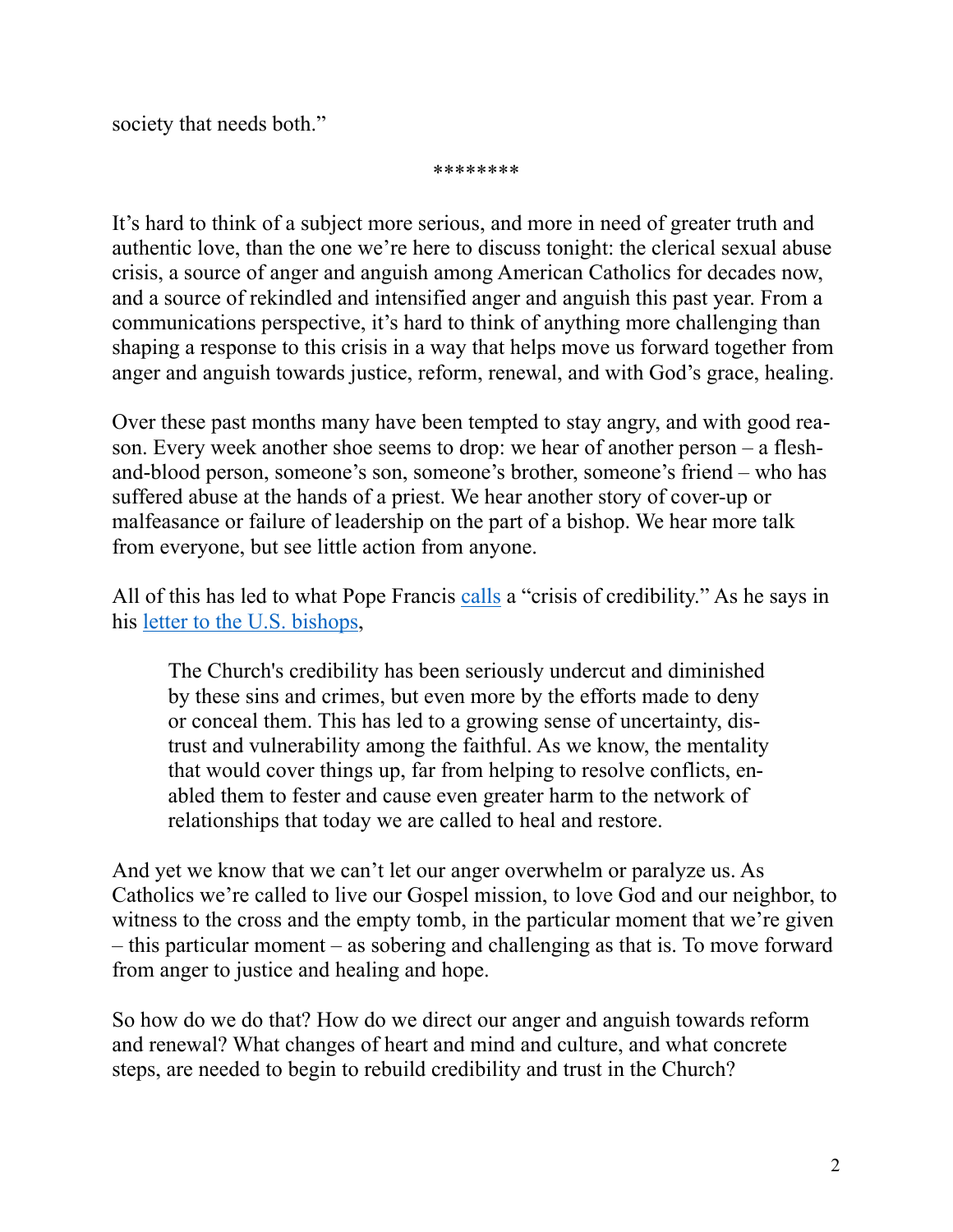society that needs both."

********

It's hard to think of a subject more serious, and more in need of greater truth and authentic love, than the one we're here to discuss tonight: the clerical sexual abuse crisis, a source of anger and anguish among American Catholics for decades now, and a source of rekindled and intensified anger and anguish this past year. From a communications perspective, it's hard to think of anything more challenging than shaping a response to this crisis in a way that helps move us forward together from anger and anguish towards justice, reform, renewal, and with God's grace, healing.

Over these past months many have been tempted to stay angry, and with good reason. Every week another shoe seems to drop: we hear of another person – a flesh-and-blood person, someone's son, someone's brother, someone's friend – who has suffered abuse at the hands of a priest. We hear another story of cover-up or malfeasance or failure of leadership on the part of a bishop. We hear more talk from everyone, but see little action from anyone.

All of this has led to what Pope Francis calls a "crisis of credibility." As he says in his letter to the U.S. bishops,

> The Church's credibility has been seriously undercut and diminished by these sins and crimes, but even more by the efforts made to deny or conceal them. This has led to a growing sense of uncertainty, distrust and vulnerability among the faithful. As we know, the mentality that would cover things up, far from helping to resolve conflicts, enabled them to fester and cause even greater harm to the network of relationships that today we are called to heal and restore.

And yet we know that we can't let our anger overwhelm or paralyze us. As Catholics we're called to live our Gospel mission, to love God and our neighbor, to witness to the cross and the empty tomb, in the particular moment that we're given – this particular moment – as sobering and challenging as that is. To move forward from anger to justice and healing and hope.

So how do we do that? How do we direct our anger and anguish towards reform and renewal? What changes of heart and mind and culture, and what concrete steps, are needed to begin to rebuild credibility and trust in the Church?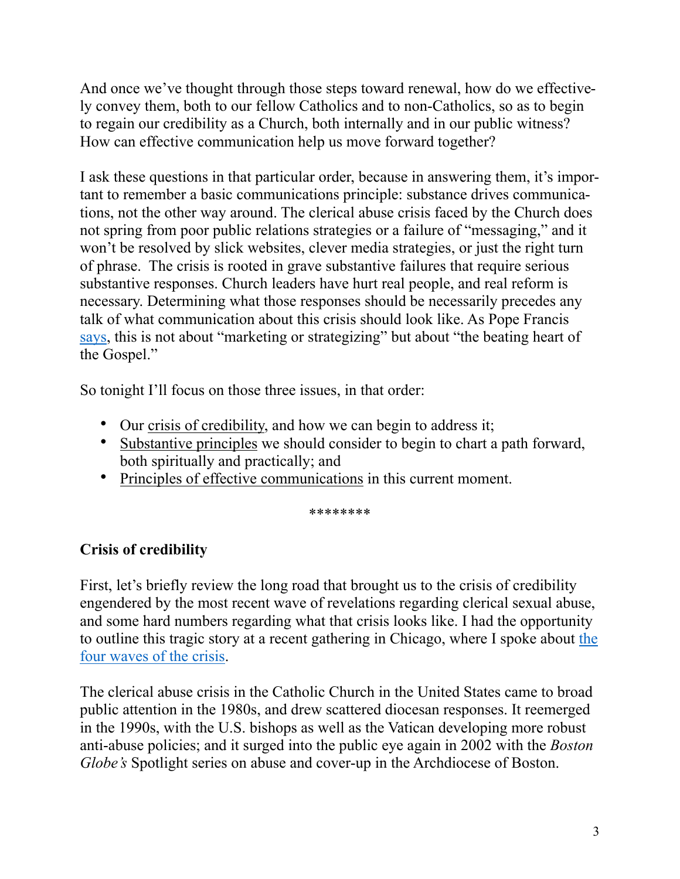And once we've thought through those steps toward renewal, how do we effectively convey them, both to our fellow Catholics and to non-Catholics, so as to begin to regain our credibility as a Church, both internally and in our public witness? How can effective communication help us move forward together?

I ask these questions in that particular order, because in answering them, it's important to remember a basic communications principle: substance drives communications, not the other way around. The clerical abuse crisis faced by the Church does not spring from poor public relations strategies or a failure of "messaging," and it won't be resolved by slick websites, clever media strategies, or just the right turn of phrase. The crisis is rooted in grave substantive failures that require serious substantive responses. Church leaders have hurt real people, and real reform is necessary. Determining what those responses should be necessarily precedes any talk of what communication about this crisis should look like. As Pope Francis says, this is not about "marketing or strategizing" but about "the beating heart of the Gospel."

So tonight I'll focus on those three issues, in that order:

- Our crisis of credibility, and how we can begin to address it;
- Substantive principles we should consider to begin to chart a path forward, both spiritually and practically; and
- Principles of effective communications in this current moment.

********

**Crisis of credibility**

First, let's briefly review the long road that brought us to the crisis of credibility engendered by the most recent wave of revelations regarding clerical sexual abuse, and some hard numbers regarding what that crisis looks like. I had the opportunity to outline this tragic story at a recent gathering in Chicago, where I spoke about the four waves of the crisis.

The clerical abuse crisis in the Catholic Church in the United States came to broad public attention in the 1980s, and drew scattered diocesan responses. It reemerged in the 1990s, with the U.S. bishops as well as the Vatican developing more robust anti-abuse policies; and it surged into the public eye again in 2002 with the *Boston Globe's* Spotlight series on abuse and cover-up in the Archdiocese of Boston.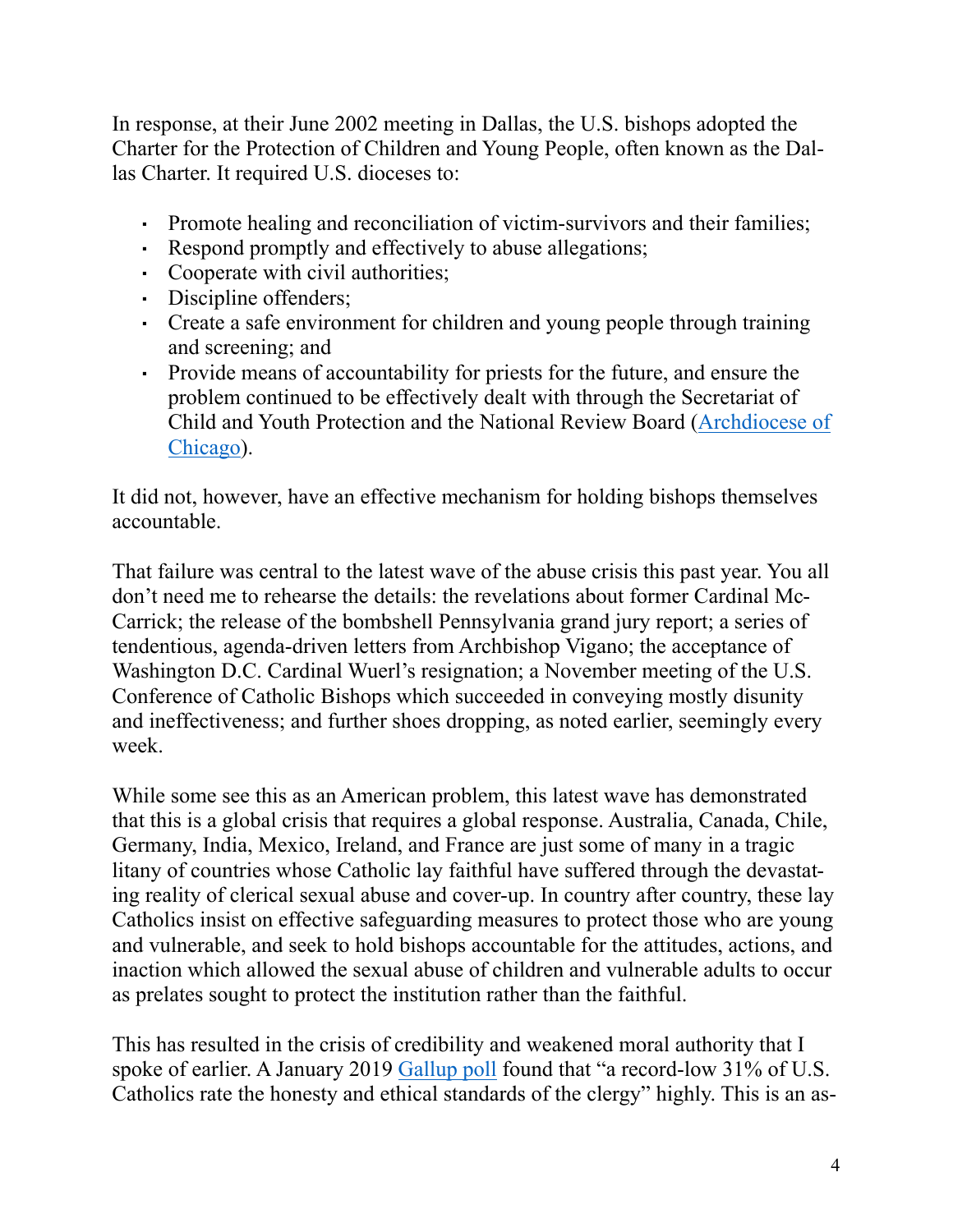In response, at their June 2002 meeting in Dallas, the U.S. bishops adopted the Charter for the Protection of Children and Young People, often known as the Dallas Charter. It required U.S. dioceses to:

- Promote healing and reconciliation of victim-survivors and their families;
- Respond promptly and effectively to abuse allegations;
- Cooperate with civil authorities;
- Discipline offenders;
- Create a safe environment for children and young people through training and screening; and
- Provide means of accountability for priests for the future, and ensure the problem continued to be effectively dealt with through the Secretariat of Child and Youth Protection and the National Review Board (Archdiocese of Chicago).

It did not, however, have an effective mechanism for holding bishops themselves accountable.

That failure was central to the latest wave of the abuse crisis this past year. You all don't need me to rehearse the details: the revelations about former Cardinal McCarrick; the release of the bombshell Pennsylvania grand jury report; a series of tendentious, agenda-driven letters from Archbishop Vigano; the acceptance of Washington D.C. Cardinal Wuerl's resignation; a November meeting of the U.S. Conference of Catholic Bishops which succeeded in conveying mostly disunity and ineffectiveness; and further shoes dropping, as noted earlier, seemingly every week.

While some see this as an American problem, this latest wave has demonstrated that this is a global crisis that requires a global response. Australia, Canada, Chile, Germany, India, Mexico, Ireland, and France are just some of many in a tragic litany of countries whose Catholic lay faithful have suffered through the devastating reality of clerical sexual abuse and cover-up. In country after country, these lay Catholics insist on effective safeguarding measures to protect those who are young and vulnerable, and seek to hold bishops accountable for the attitudes, actions, and inaction which allowed the sexual abuse of children and vulnerable adults to occur as prelates sought to protect the institution rather than the faithful.

This has resulted in the crisis of credibility and weakened moral authority that I spoke of earlier. A January 2019 Gallup poll found that "a record-low 31% of U.S. Catholics rate the honesty and ethical standards of the clergy" highly. This is an as-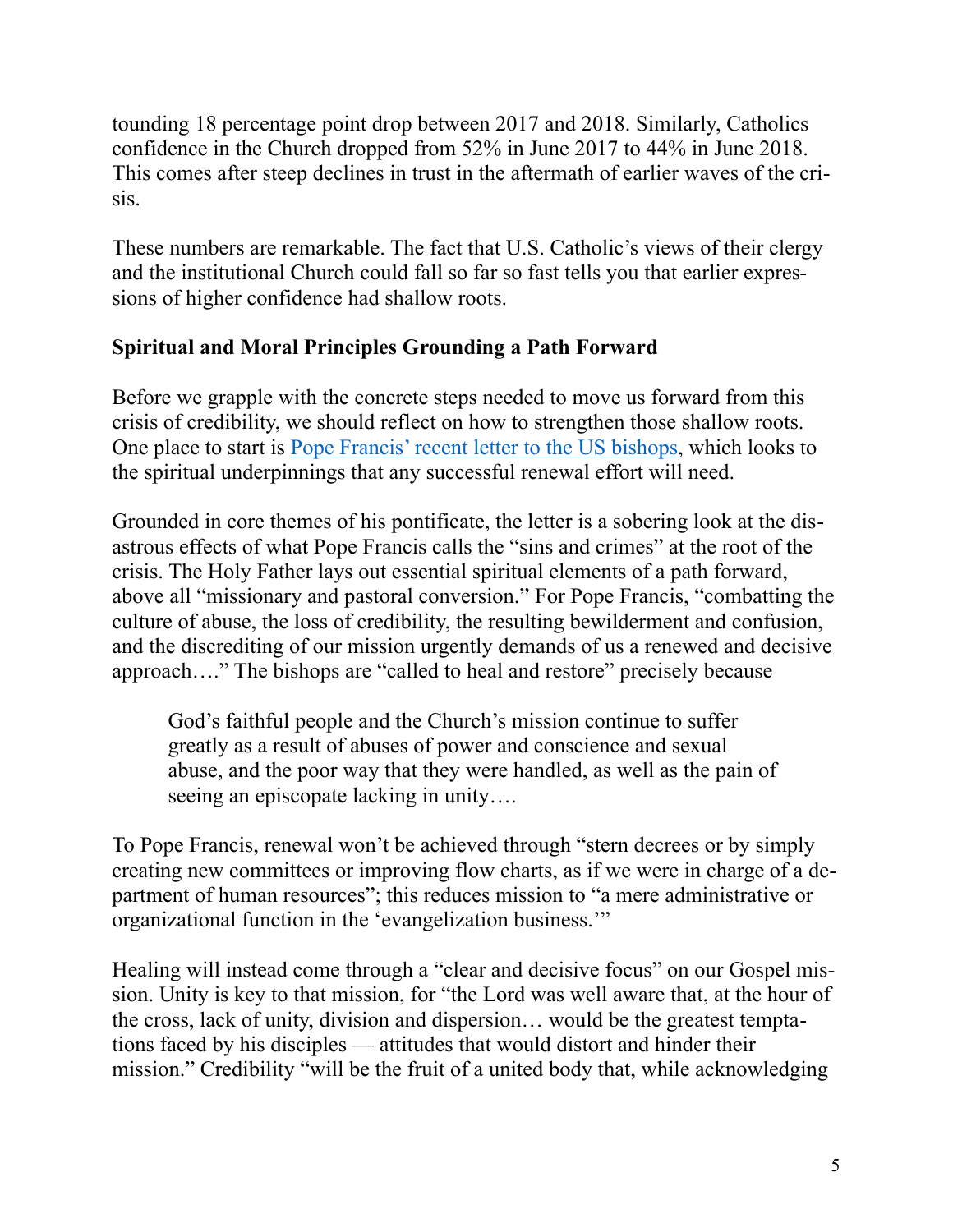tounding 18 percentage point drop between 2017 and 2018. Similarly, Catholics confidence in the Church dropped from 52% in June 2017 to 44% in June 2018. This comes after steep declines in trust in the aftermath of earlier waves of the crisis.

These numbers are remarkable. The fact that U.S. Catholic's views of their clergy and the institutional Church could fall so far so fast tells you that earlier expressions of higher confidence had shallow roots.

**Spiritual and Moral Principles Grounding a Path Forward**

Before we grapple with the concrete steps needed to move us forward from this crisis of credibility, we should reflect on how to strengthen those shallow roots. One place to start is Pope Francis' recent letter to the US bishops, which looks to the spiritual underpinnings that any successful renewal effort will need.

Grounded in core themes of his pontificate, the letter is a sobering look at the disastrous effects of what Pope Francis calls the "sins and crimes" at the root of the crisis. The Holy Father lays out essential spiritual elements of a path forward, above all "missionary and pastoral conversion." For Pope Francis, "combatting the culture of abuse, the loss of credibility, the resulting bewilderment and confusion, and the discrediting of our mission urgently demands of us a renewed and decisive approach…." The bishops are "called to heal and restore" precisely because

> God's faithful people and the Church's mission continue to suffer greatly as a result of abuses of power and conscience and sexual abuse, and the poor way that they were handled, as well as the pain of seeing an episcopate lacking in unity….

To Pope Francis, renewal won't be achieved through "stern decrees or by simply creating new committees or improving flow charts, as if we were in charge of a department of human resources"; this reduces mission to "a mere administrative or organizational function in the 'evangelization business.'"

Healing will instead come through a "clear and decisive focus" on our Gospel mission. Unity is key to that mission, for "the Lord was well aware that, at the hour of the cross, lack of unity, division and dispersion… would be the greatest temptations faced by his disciples — attitudes that would distort and hinder their mission." Credibility "will be the fruit of a united body that, while acknowledging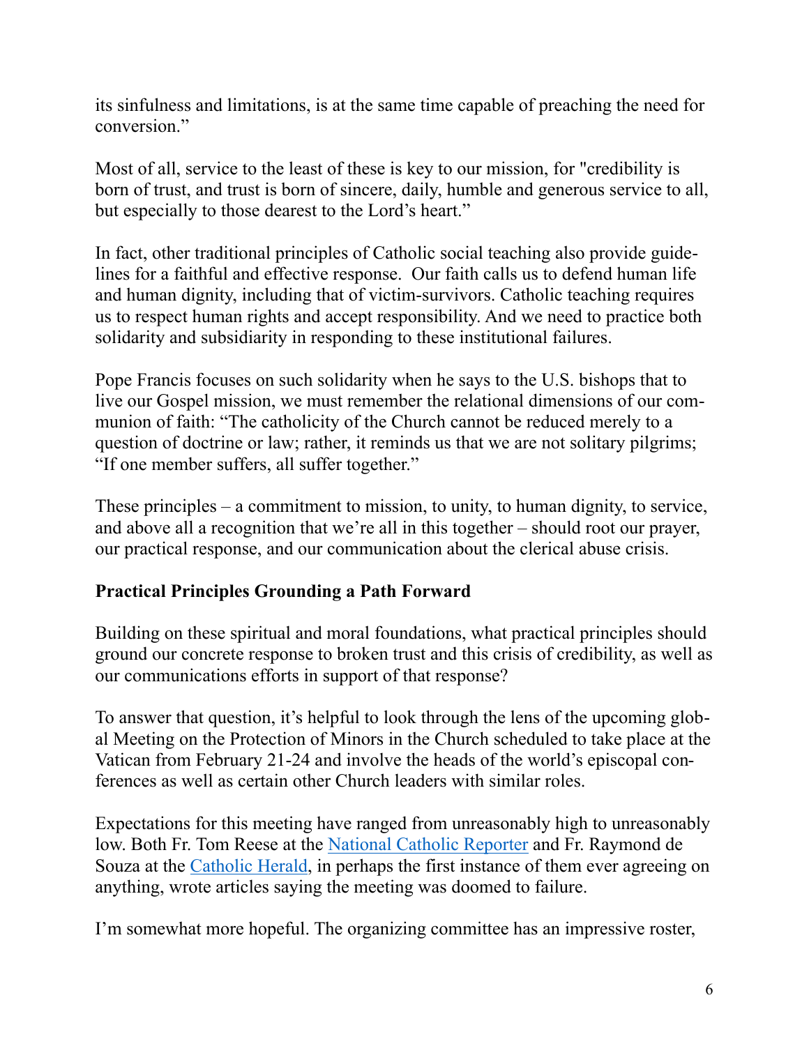its sinfulness and limitations, is at the same time capable of preaching the need for conversion."

Most of all, service to the least of these is key to our mission, for "credibility is born of trust, and trust is born of sincere, daily, humble and generous service to all, but especially to those dearest to the Lord's heart."

In fact, other traditional principles of Catholic social teaching also provide guidelines for a faithful and effective response. Our faith calls us to defend human life and human dignity, including that of victim-survivors. Catholic teaching requires us to respect human rights and accept responsibility. And we need to practice both solidarity and subsidiarity in responding to these institutional failures.

Pope Francis focuses on such solidarity when he says to the U.S. bishops that to live our Gospel mission, we must remember the relational dimensions of our communion of faith: "The catholicity of the Church cannot be reduced merely to a question of doctrine or law; rather, it reminds us that we are not solitary pilgrims; "If one member suffers, all suffer together."

These principles – a commitment to mission, to unity, to human dignity, to service, and above all a recognition that we're all in this together – should root our prayer, our practical response, and our communication about the clerical abuse crisis.

**Practical Principles Grounding a Path Forward**

Building on these spiritual and moral foundations, what practical principles should ground our concrete response to broken trust and this crisis of credibility, as well as our communications efforts in support of that response?

To answer that question, it's helpful to look through the lens of the upcoming global Meeting on the Protection of Minors in the Church scheduled to take place at the Vatican from February 21-24 and involve the heads of the world's episcopal conferences as well as certain other Church leaders with similar roles.

Expectations for this meeting have ranged from unreasonably high to unreasonably low. Both Fr. Tom Reese at the National Catholic Reporter and Fr. Raymond de Souza at the Catholic Herald, in perhaps the first instance of them ever agreeing on anything, wrote articles saying the meeting was doomed to failure.

I'm somewhat more hopeful. The organizing committee has an impressive roster,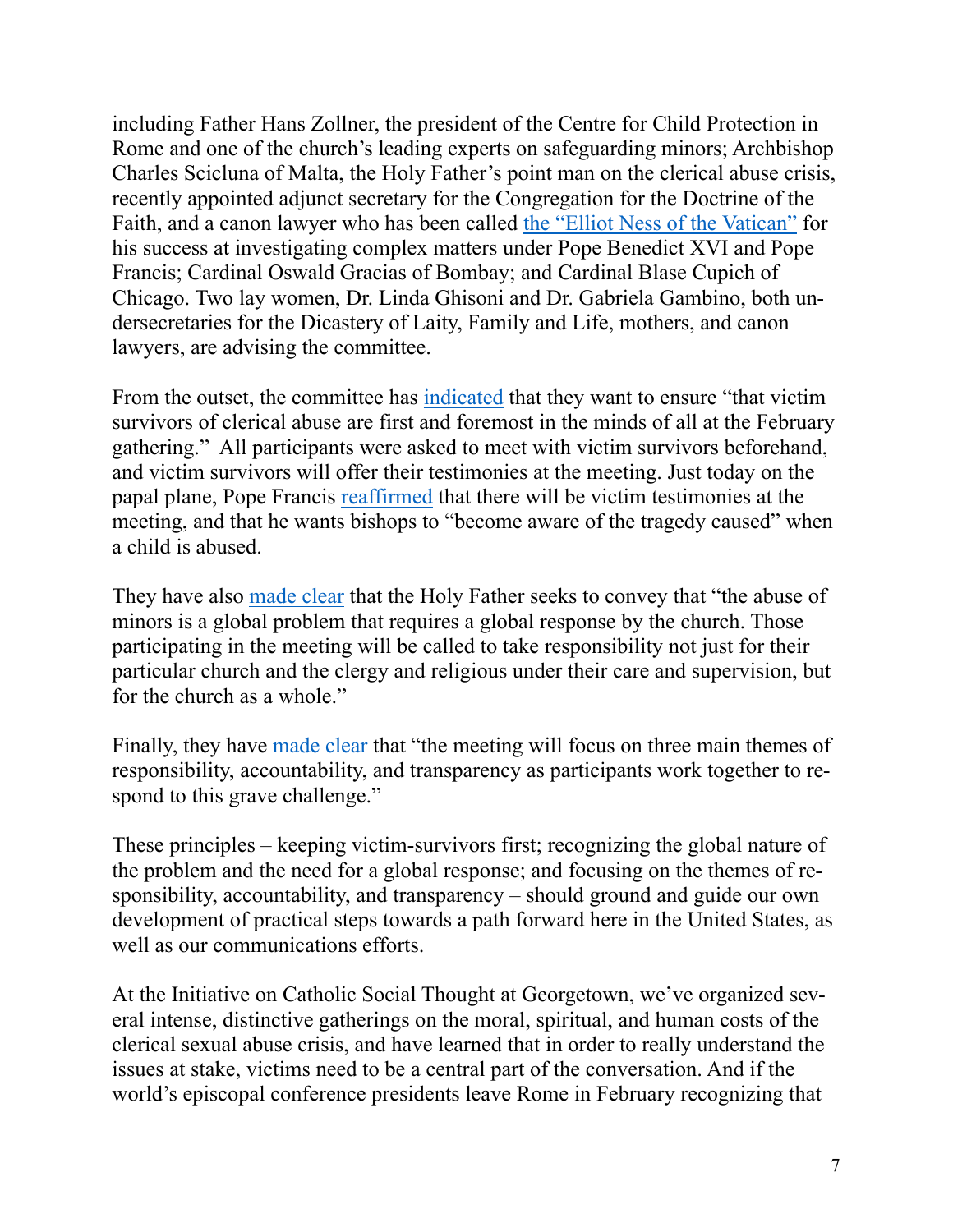including Father Hans Zollner, the president of the Centre for Child Protection in Rome and one of the church's leading experts on safeguarding minors; Archbishop Charles Scicluna of Malta, the Holy Father's point man on the clerical abuse crisis, recently appointed adjunct secretary for the Congregation for the Doctrine of the Faith, and a canon lawyer who has been called [the "Elliot Ness of the Vatican"] for his success at investigating complex matters under Pope Benedict XVI and Pope Francis; Cardinal Oswald Gracias of Bombay; and Cardinal Blase Cupich of Chicago. Two lay women, Dr. Linda Ghisoni and Dr. Gabriela Gambino, both undersecretaries for the Dicastery of Laity, Family and Life, mothers, and canon lawyers, are advising the committee.

From the outset, the committee has [indicated] that they want to ensure "that victim survivors of clerical abuse are first and foremost in the minds of all at the February gathering." All participants were asked to meet with victim survivors beforehand, and victim survivors will offer their testimonies at the meeting. Just today on the papal plane, Pope Francis [reaffirmed] that there will be victim testimonies at the meeting, and that he wants bishops to "become aware of the tragedy caused" when a child is abused.

They have also [made clear] that the Holy Father seeks to convey that "the abuse of minors is a global problem that requires a global response by the church. Those participating in the meeting will be called to take responsibility not just for their particular church and the clergy and religious under their care and supervision, but for the church as a whole."

Finally, they have [made clear] that "the meeting will focus on three main themes of responsibility, accountability, and transparency as participants work together to respond to this grave challenge."

These principles – keeping victim-survivors first; recognizing the global nature of the problem and the need for a global response; and focusing on the themes of responsibility, accountability, and transparency – should ground and guide our own development of practical steps towards a path forward here in the United States, as well as our communications efforts.

At the Initiative on Catholic Social Thought at Georgetown, we've organized several intense, distinctive gatherings on the moral, spiritual, and human costs of the clerical sexual abuse crisis, and have learned that in order to really understand the issues at stake, victims need to be a central part of the conversation. And if the world's episcopal conference presidents leave Rome in February recognizing that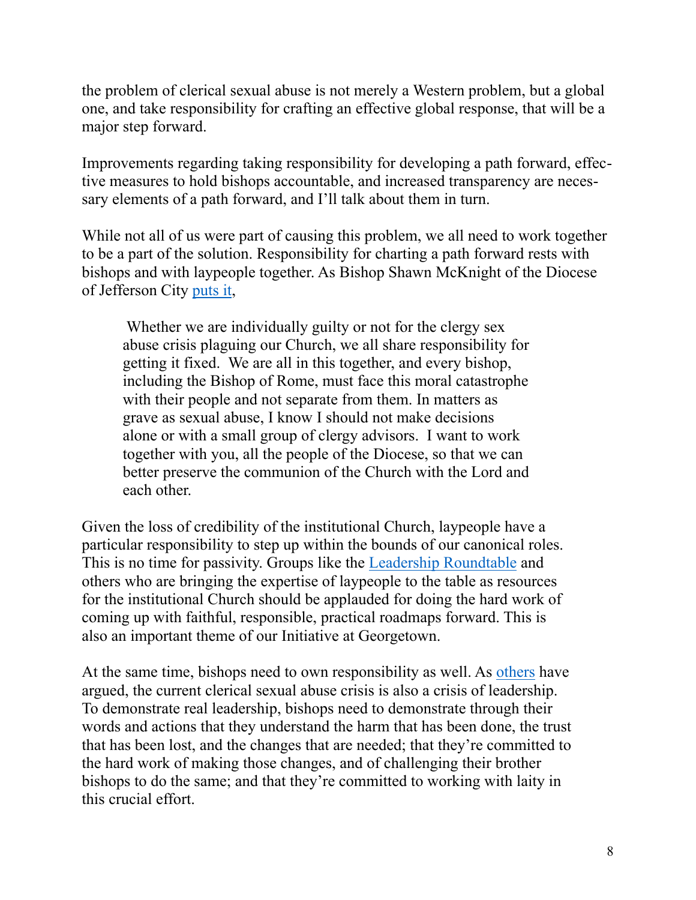the problem of clerical sexual abuse is not merely a Western problem, but a global one, and take responsibility for crafting an effective global response, that will be a major step forward.

Improvements regarding taking responsibility for developing a path forward, effective measures to hold bishops accountable, and increased transparency are necessary elements of a path forward, and I'll talk about them in turn.

While not all of us were part of causing this problem, we all need to work together to be a part of the solution. Responsibility for charting a path forward rests with bishops and with laypeople together. As Bishop Shawn McKnight of the Diocese of Jefferson City [puts it](),

> Whether we are individually guilty or not for the clergy sex abuse crisis plaguing our Church, we all share responsibility for getting it fixed. We are all in this together, and every bishop, including the Bishop of Rome, must face this moral catastrophe with their people and not separate from them. In matters as grave as sexual abuse, I know I should not make decisions alone or with a small group of clergy advisors. I want to work together with you, all the people of the Diocese, so that we can better preserve the communion of the Church with the Lord and each other.

Given the loss of credibility of the institutional Church, laypeople have a particular responsibility to step up within the bounds of our canonical roles. This is no time for passivity. Groups like the [Leadership Roundtable]() and others who are bringing the expertise of laypeople to the table as resources for the institutional Church should be applauded for doing the hard work of coming up with faithful, responsible, practical roadmaps forward. This is also an important theme of our Initiative at Georgetown.

At the same time, bishops need to own responsibility as well. As [others]() have argued, the current clerical sexual abuse crisis is also a crisis of leadership. To demonstrate real leadership, bishops need to demonstrate through their words and actions that they understand the harm that has been done, the trust that has been lost, and the changes that are needed; that they're committed to the hard work of making those changes, and of challenging their brother bishops to do the same; and that they're committed to working with laity in this crucial effort.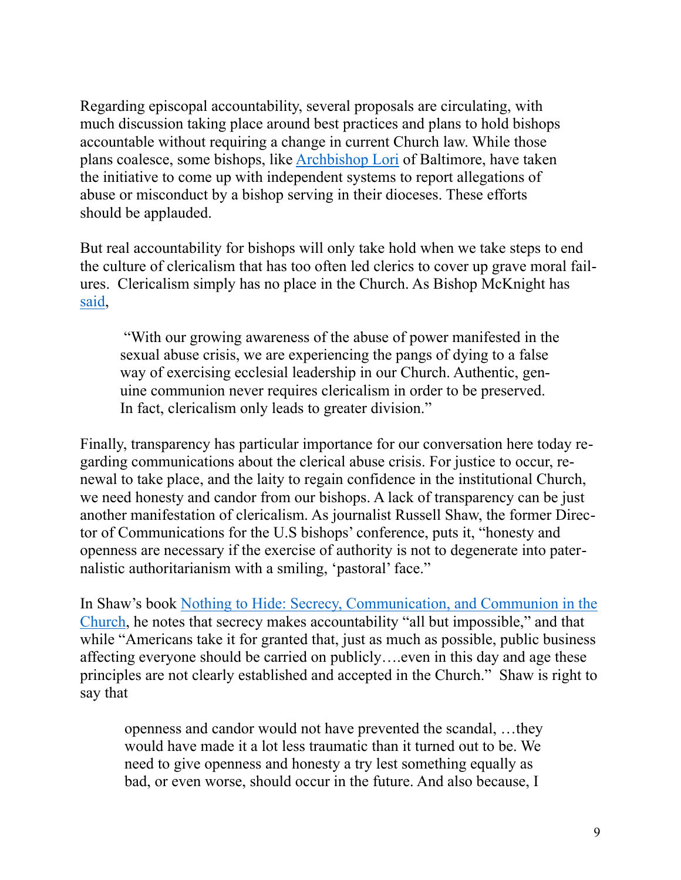Regarding episcopal accountability, several proposals are circulating, with much discussion taking place around best practices and plans to hold bishops accountable without requiring a change in current Church law. While those plans coalesce, some bishops, like [Archbishop Lori]() of Baltimore, have taken the initiative to come up with independent systems to report allegations of abuse or misconduct by a bishop serving in their dioceses. These efforts should be applauded.

But real accountability for bishops will only take hold when we take steps to end the culture of clericalism that has too often led clerics to cover up grave moral failures. Clericalism simply has no place in the Church. As Bishop McKnight has [said](),

> "With our growing awareness of the abuse of power manifested in the sexual abuse crisis, we are experiencing the pangs of dying to a false way of exercising ecclesial leadership in our Church. Authentic, genuine communion never requires clericalism in order to be preserved. In fact, clericalism only leads to greater division."

Finally, transparency has particular importance for our conversation here today regarding communications about the clerical abuse crisis. For justice to occur, renewal to take place, and the laity to regain confidence in the institutional Church, we need honesty and candor from our bishops. A lack of transparency can be just another manifestation of clericalism. As journalist Russell Shaw, the former Director of Communications for the U.S bishops' conference, puts it, "honesty and openness are necessary if the exercise of authority is not to degenerate into paternalistic authoritarianism with a smiling, 'pastoral' face."

In Shaw's book [Nothing to Hide: Secrecy, Communication, and Communion in the Church](), he notes that secrecy makes accountability "all but impossible," and that while "Americans take it for granted that, just as much as possible, public business affecting everyone should be carried on publicly….even in this day and age these principles are not clearly established and accepted in the Church." Shaw is right to say that

> openness and candor would not have prevented the scandal, …they would have made it a lot less traumatic than it turned out to be. We need to give openness and honesty a try lest something equally as bad, or even worse, should occur in the future. And also because, I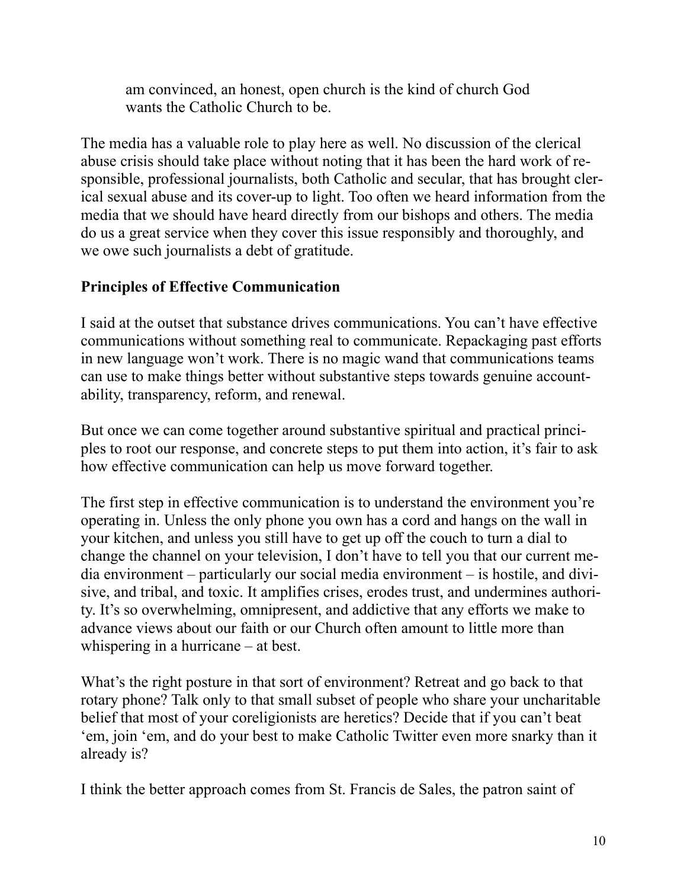am convinced, an honest, open church is the kind of church God wants the Catholic Church to be.

The media has a valuable role to play here as well. No discussion of the clerical abuse crisis should take place without noting that it has been the hard work of responsible, professional journalists, both Catholic and secular, that has brought clerical sexual abuse and its cover-up to light. Too often we heard information from the media that we should have heard directly from our bishops and others. The media do us a great service when they cover this issue responsibly and thoroughly, and we owe such journalists a debt of gratitude.

**Principles of Effective Communication**

I said at the outset that substance drives communications. You can't have effective communications without something real to communicate. Repackaging past efforts in new language won't work. There is no magic wand that communications teams can use to make things better without substantive steps towards genuine accountability, transparency, reform, and renewal.

But once we can come together around substantive spiritual and practical principles to root our response, and concrete steps to put them into action, it's fair to ask how effective communication can help us move forward together.

The first step in effective communication is to understand the environment you're operating in. Unless the only phone you own has a cord and hangs on the wall in your kitchen, and unless you still have to get up off the couch to turn a dial to change the channel on your television, I don't have to tell you that our current media environment – particularly our social media environment – is hostile, and divisive, and tribal, and toxic. It amplifies crises, erodes trust, and undermines authority. It's so overwhelming, omnipresent, and addictive that any efforts we make to advance views about our faith or our Church often amount to little more than whispering in a hurricane – at best.

What's the right posture in that sort of environment? Retreat and go back to that rotary phone? Talk only to that small subset of people who share your uncharitable belief that most of your coreligionists are heretics? Decide that if you can't beat 'em, join 'em, and do your best to make Catholic Twitter even more snarky than it already is?

I think the better approach comes from St. Francis de Sales, the patron saint of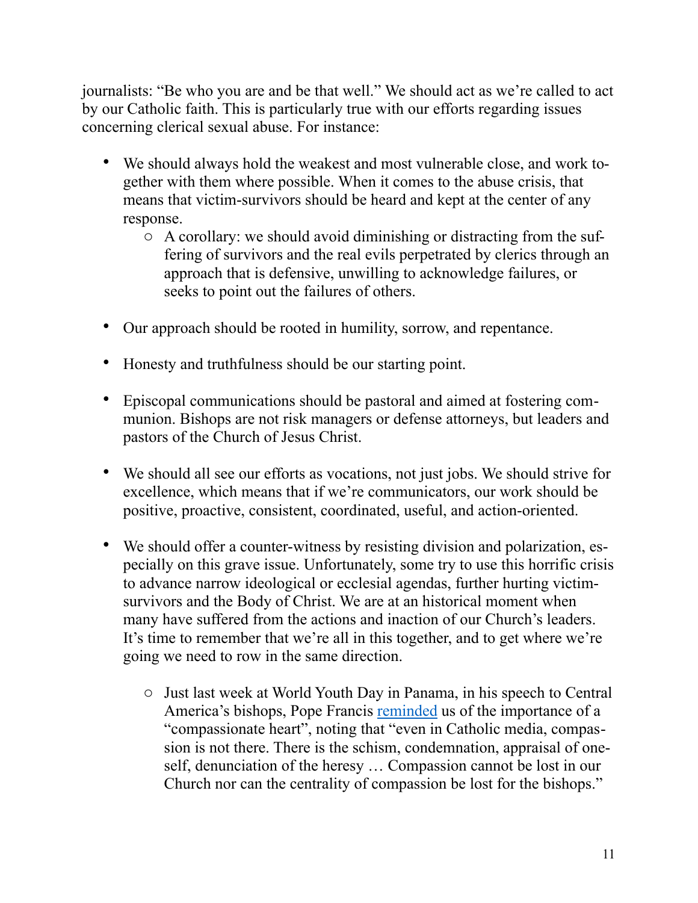journalists: "Be who you are and be that well." We should act as we're called to act by our Catholic faith. This is particularly true with our efforts regarding issues concerning clerical sexual abuse. For instance:

- We should always hold the weakest and most vulnerable close, and work together with them where possible. When it comes to the abuse crisis, that means that victim-survivors should be heard and kept at the center of any response.
    - A corollary: we should avoid diminishing or distracting from the suffering of survivors and the real evils perpetrated by clerics through an approach that is defensive, unwilling to acknowledge failures, or seeks to point out the failures of others.

- Our approach should be rooted in humility, sorrow, and repentance.

- Honesty and truthfulness should be our starting point.

- Episcopal communications should be pastoral and aimed at fostering communion. Bishops are not risk managers or defense attorneys, but leaders and pastors of the Church of Jesus Christ.

- We should all see our efforts as vocations, not just jobs. We should strive for excellence, which means that if we're communicators, our work should be positive, proactive, consistent, coordinated, useful, and action-oriented.

- We should offer a counter-witness by resisting division and polarization, especially on this grave issue. Unfortunately, some try to use this horrific crisis to advance narrow ideological or ecclesial agendas, further hurting victim-survivors and the Body of Christ. We are at an historical moment when many have suffered from the actions and inaction of our Church's leaders. It's time to remember that we're all in this together, and to get where we're going we need to row in the same direction.

    - Just last week at World Youth Day in Panama, in his speech to Central America's bishops, Pope Francis reminded us of the importance of a "compassionate heart", noting that "even in Catholic media, compassion is not there. There is the schism, condemnation, appraisal of oneself, denunciation of the heresy … Compassion cannot be lost in our Church nor can the centrality of compassion be lost for the bishops."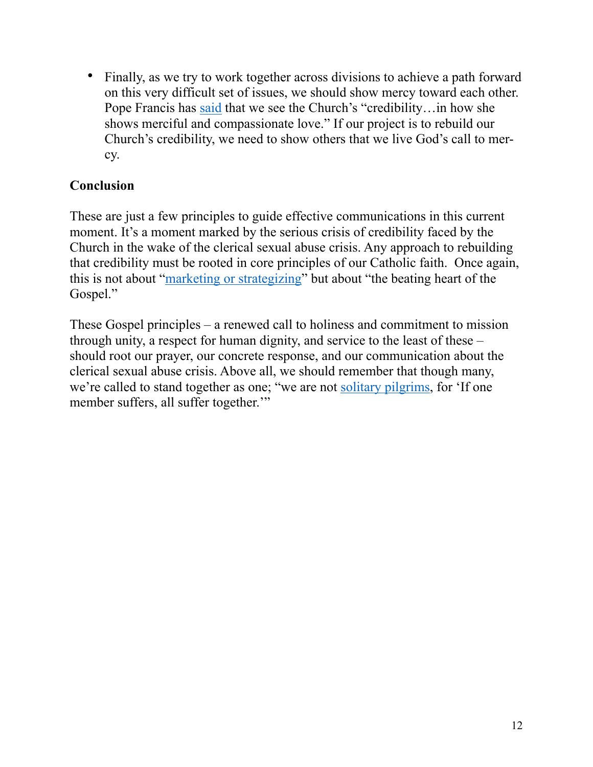- Finally, as we try to work together across divisions to achieve a path forward on this very difficult set of issues, we should show mercy toward each other. Pope Francis has said that we see the Church's "credibility…in how she shows merciful and compassionate love." If our project is to rebuild our Church's credibility, we need to show others that we live God's call to mercy.

**Conclusion**

These are just a few principles to guide effective communications in this current moment. It's a moment marked by the serious crisis of credibility faced by the Church in the wake of the clerical sexual abuse crisis. Any approach to rebuilding that credibility must be rooted in core principles of our Catholic faith. Once again, this is not about "marketing or strategizing" but about "the beating heart of the Gospel."

These Gospel principles – a renewed call to holiness and commitment to mission through unity, a respect for human dignity, and service to the least of these – should root our prayer, our concrete response, and our communication about the clerical sexual abuse crisis. Above all, we should remember that though many, we're called to stand together as one; "we are not solitary pilgrims, for 'If one member suffers, all suffer together.'"